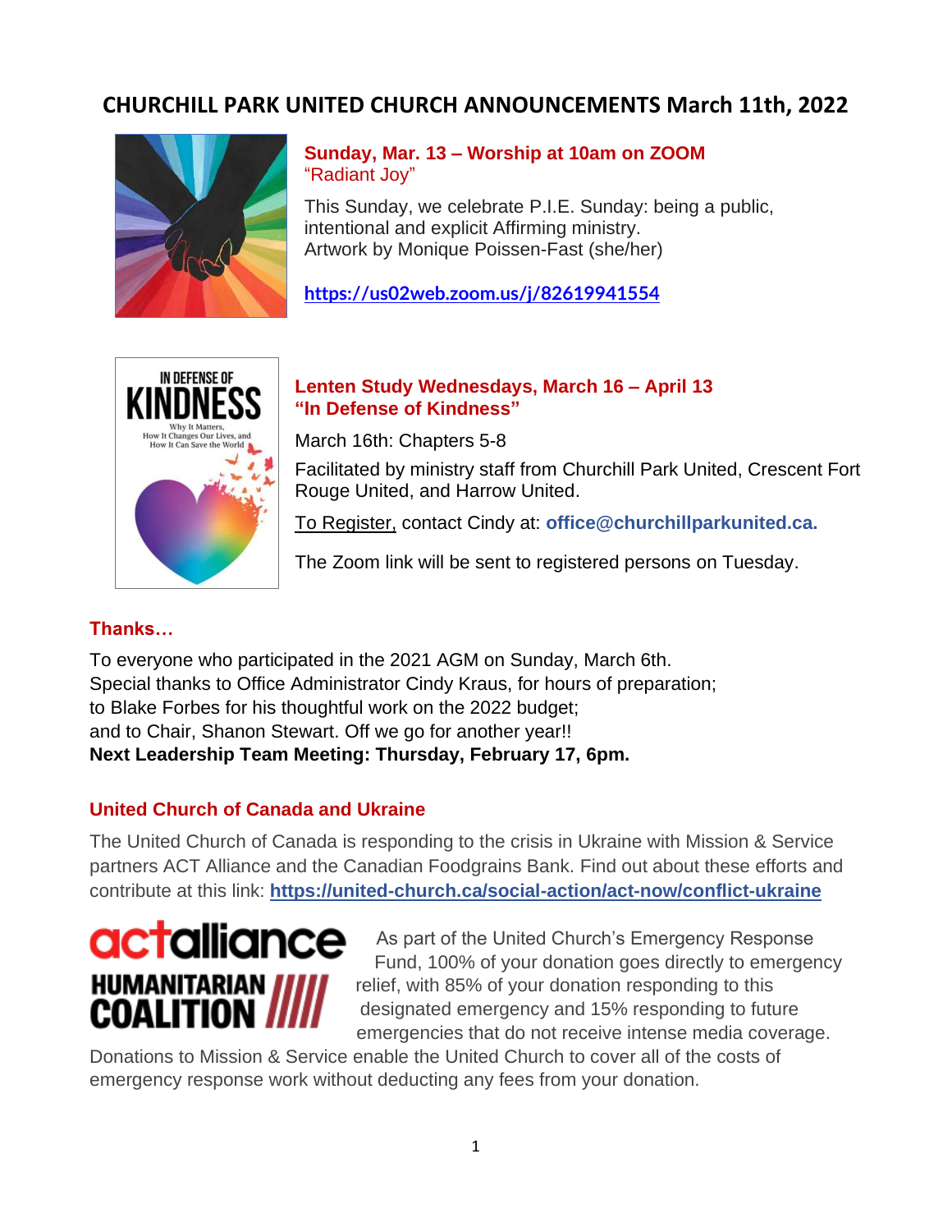# CHURCHILL PARK UNITED CHURCH ANNOUNCEMENTS March 11th, 2022

## Sunday, Mar. 13 – Worship at 10am on ZOOM
"Radiant Joy"

This Sunday, we celebrate P.I.E. Sunday: being a public, intentional and explicit Affirming ministry.
Artwork by Monique Poissen-Fast (she/her)

**https://us02web.zoom.us/j/82619941554**

## Lenten Study Wednesdays, March 16 – April 13
## "In Defense of Kindness"

March 16th: Chapters 5-8

Facilitated by ministry staff from Churchill Park United, Crescent Fort Rouge United, and Harrow United.

To Register, contact Cindy at: **office@churchillparkunited.ca.**

The Zoom link will be sent to registered persons on Tuesday.

## Thanks…

To everyone who participated in the 2021 AGM on Sunday, March 6th.
Special thanks to Office Administrator Cindy Kraus, for hours of preparation;
to Blake Forbes for his thoughtful work on the 2022 budget;
and to Chair, Shanon Stewart. Off we go for another year!!
**Next Leadership Team Meeting: Thursday, February 17, 6pm.**

## United Church of Canada and Ukraine

The United Church of Canada is responding to the crisis in Ukraine with Mission & Service partners ACT Alliance and the Canadian Foodgrains Bank. Find out about these efforts and contribute at this link: **https://united-church.ca/social-action/act-now/conflict-ukraine**

As part of the United Church's Emergency Response Fund, 100% of your donation goes directly to emergency relief, with 85% of your donation responding to this designated emergency and 15% responding to future emergencies that do not receive intense media coverage. Donations to Mission & Service enable the United Church to cover all of the costs of emergency response work without deducting any fees from your donation.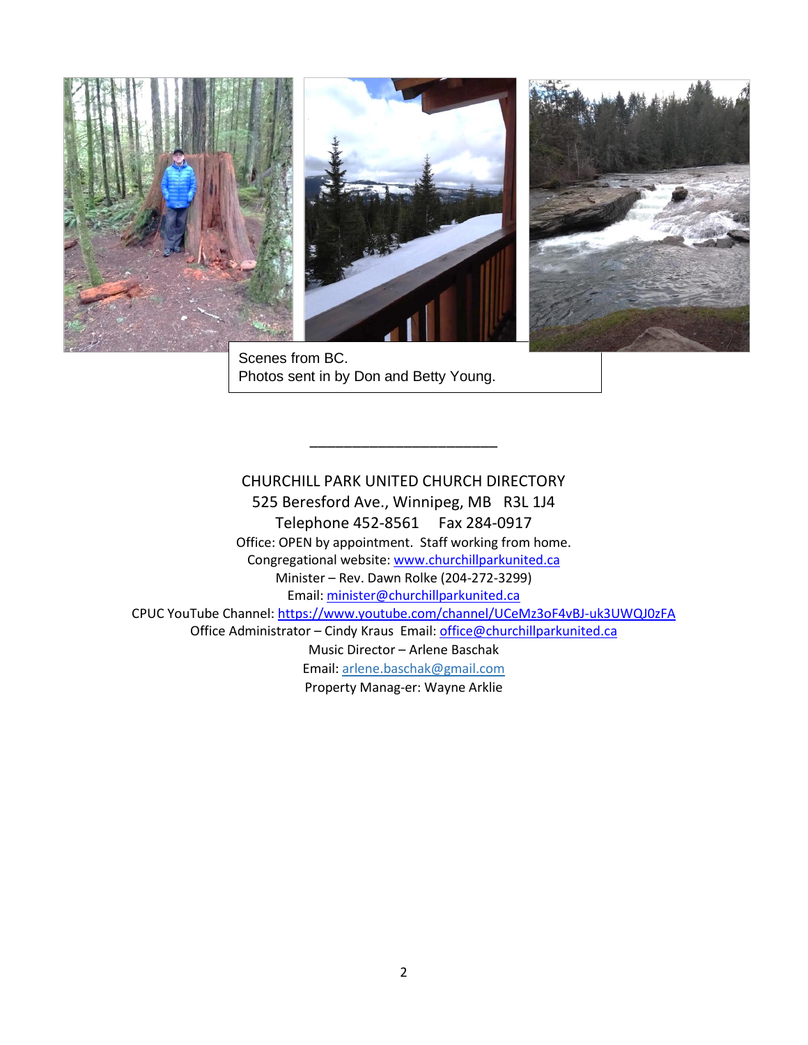Scenes from BC.
Photos sent in by Don and Betty Young.

\_\_\_\_\_\_\_\_\_\_\_\_\_\_\_\_\_\_\_\_\_\_\_\_

CHURCHILL PARK UNITED CHURCH DIRECTORY

525 Beresford Ave., Winnipeg, MB R3L 1J4

Telephone 452-8561 Fax 284-0917

Office: OPEN by appointment. Staff working from home.

Congregational website: www.churchillparkunited.ca

Minister – Rev. Dawn Rolke (204-272-3299)

Email: minister@churchillparkunited.ca

CPUC YouTube Channel: https://www.youtube.com/channel/UCeMz3oF4vBJ-uk3UWQJ0zFA

Office Administrator – Cindy Kraus Email: office@churchillparkunited.ca

Music Director – Arlene Baschak

Email: arlene.baschak@gmail.com

Property Manag-er: Wayne Arklie